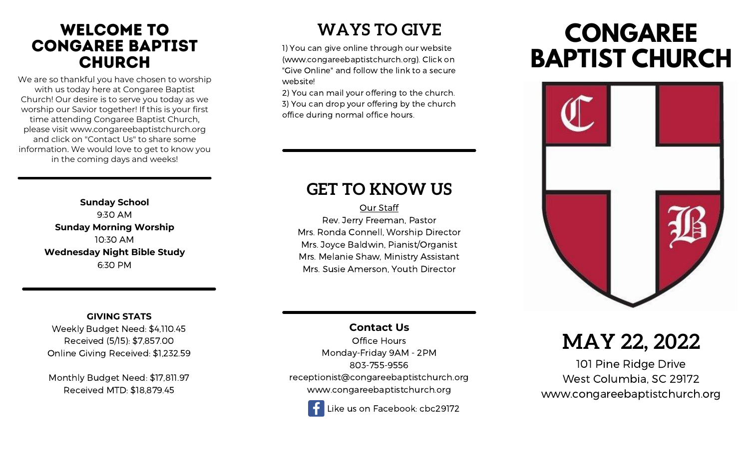# WELCOME TO CONGAREE BAPTIST CHURCH

We are so thankful you have chosen to worship with us today here at Congaree Baptist Church! Our desire is to serve you today as we worship our Savior together! If this is your first time attending Congaree Baptist Church, please visit www.congareebaptistchurch.org and click on "Contact Us" to share some information. We would love to get to know you in the coming days and weeks!

**Sunday School**
9:30 AM
**Sunday Morning Worship**
10:30 AM
**Wednesday Night Bible Study**
6:30 PM

**GIVING STATS**
Weekly Budget Need: $4,110.45
Received (5/15): $7,857.00
Online Giving Received: $1,232.59

Monthly Budget Need: $17,811.97
Received MTD: $18,879.45

## WAYS TO GIVE

1) You can give online through our website (www.congareebaptistchurch.org). Click on "Give Online" and follow the link to a secure website!
2) You can mail your offering to the church.
3) You can drop your offering by the church office during normal office hours.

## GET TO KNOW US

Our Staff
Rev. Jerry Freeman, Pastor
Mrs. Ronda Connell, Worship Director
Mrs. Joyce Baldwin, Pianist/Organist
Mrs. Melanie Shaw, Ministry Assistant
Mrs. Susie Amerson, Youth Director

**Contact Us**
Office Hours
Monday-Friday 9AM - 2PM
803-755-9556
receptionist@congareebaptistchurch.org
www.congareebaptistchurch.org
Like us on Facebook: cbc29172

# CONGAREE BAPTIST CHURCH

## MAY 22, 2022

101 Pine Ridge Drive
West Columbia, SC 29172
www.congareebaptistchurch.org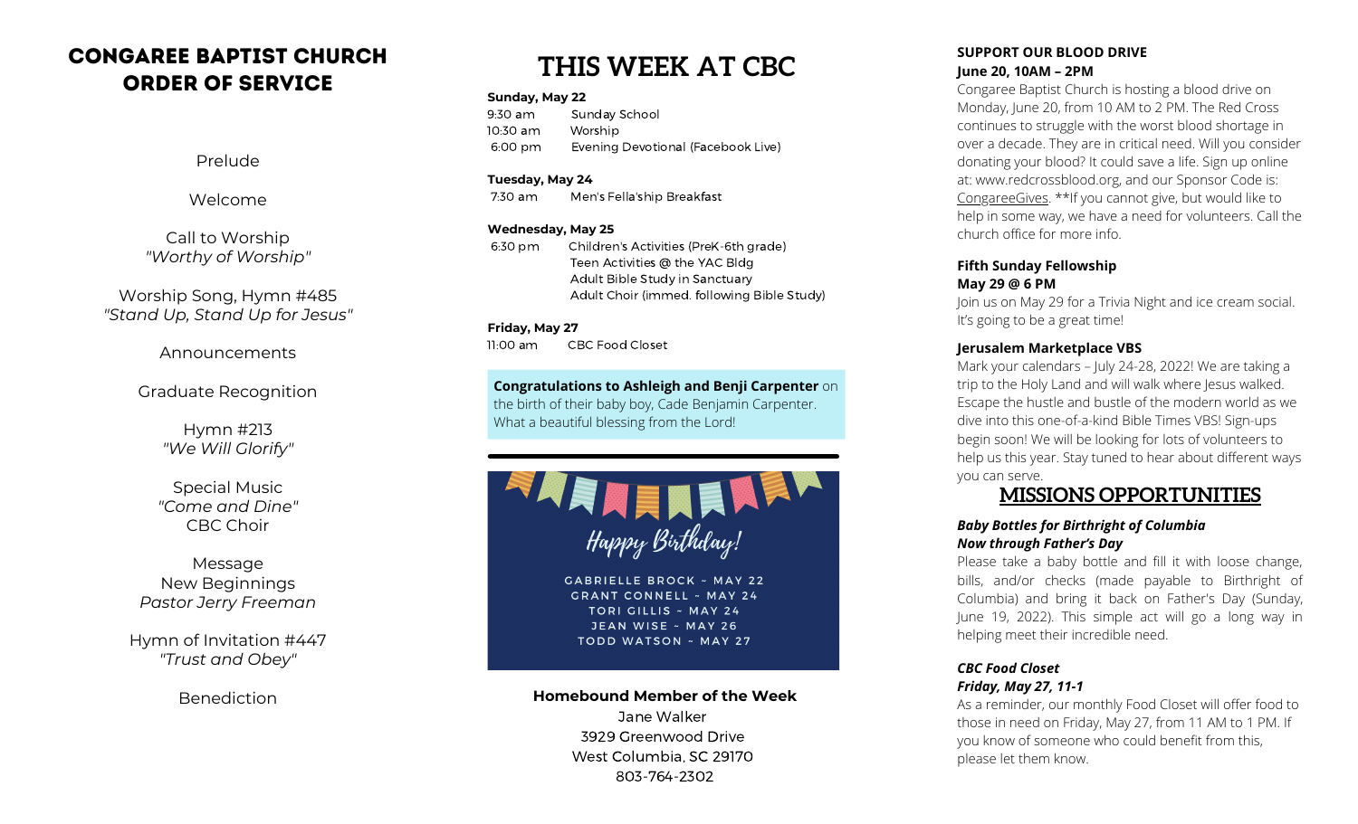# CONGAREE BAPTIST CHURCH ORDER OF SERVICE

Prelude

Welcome

Call to Worship
*"Worthy of Worship"*

Worship Song, Hymn #485
*"Stand Up, Stand Up for Jesus"*

Announcements

Graduate Recognition

Hymn #213
*"We Will Glorify"*

Special Music
*"Come and Dine"*
CBC Choir

Message
New Beginnings
*Pastor Jerry Freeman*

Hymn of Invitation #447
*"Trust and Obey"*

Benediction

# THIS WEEK AT CBC

**Sunday, May 22**

| | |
|---|---|
| 9:30 am | Sunday School |
| 10:30 am | Worship |
| 6:00 pm | Evening Devotional (Facebook Live) |

**Tuesday, May 24**

| | |
|---|---|
| 7:30 am | Men's Fella'ship Breakfast |

**Wednesday, May 25**

| | |
|---|---|
| 6:30 pm | Children's Activities (PreK-6th grade) |
| | Teen Activities @ the YAC Bldg |
| | Adult Bible Study in Sanctuary |
| | Adult Choir (immed. following Bible Study) |

**Friday, May 27**

| | |
|---|---|
| 11:00 am | CBC Food Closet |

**Congratulations to Ashleigh and Benji Carpenter** on the birth of their baby boy, Cade Benjamin Carpenter. What a beautiful blessing from the Lord!

Happy Birthday!

GABRIELLE BROCK ~ MAY 22
GRANT CONNELL ~ MAY 24
TORI GILLIS ~ MAY 24
JEAN WISE ~ MAY 26
TODD WATSON ~ MAY 27

**Homebound Member of the Week**
Jane Walker
3929 Greenwood Drive
West Columbia, SC 29170
803-764-2302

**SUPPORT OUR BLOOD DRIVE**
**June 20, 10AM – 2PM**

Congaree Baptist Church is hosting a blood drive on Monday, June 20, from 10 AM to 2 PM. The Red Cross continues to struggle with the worst blood shortage in over a decade. They are in critical need. Will you consider donating your blood? It could save a life. Sign up online at: www.redcrossblood.org, and our Sponsor Code is: CongareeGives. **If you cannot give, but would like to help in some way, we have a need for volunteers. Call the church office for more info.

**Fifth Sunday Fellowship**
**May 29 @ 6 PM**

Join us on May 29 for a Trivia Night and ice cream social. It's going to be a great time!

**Jerusalem Marketplace VBS**

Mark your calendars – July 24-28, 2022! We are taking a trip to the Holy Land and will walk where Jesus walked. Escape the hustle and bustle of the modern world as we dive into this one-of-a-kind Bible Times VBS! Sign-ups begin soon! We will be looking for lots of volunteers to help us this year. Stay tuned to hear about different ways you can serve.

## MISSIONS OPPORTUNITIES

***Baby Bottles for Birthright of Columbia***
***Now through Father's Day***

Please take a baby bottle and fill it with loose change, bills, and/or checks (made payable to Birthright of Columbia) and bring it back on Father's Day (Sunday, June 19, 2022). This simple act will go a long way in helping meet their incredible need.

***CBC Food Closet***
***Friday, May 27, 11-1***

As a reminder, our monthly Food Closet will offer food to those in need on Friday, May 27, from 11 AM to 1 PM. If you know of someone who could benefit from this, please let them know.